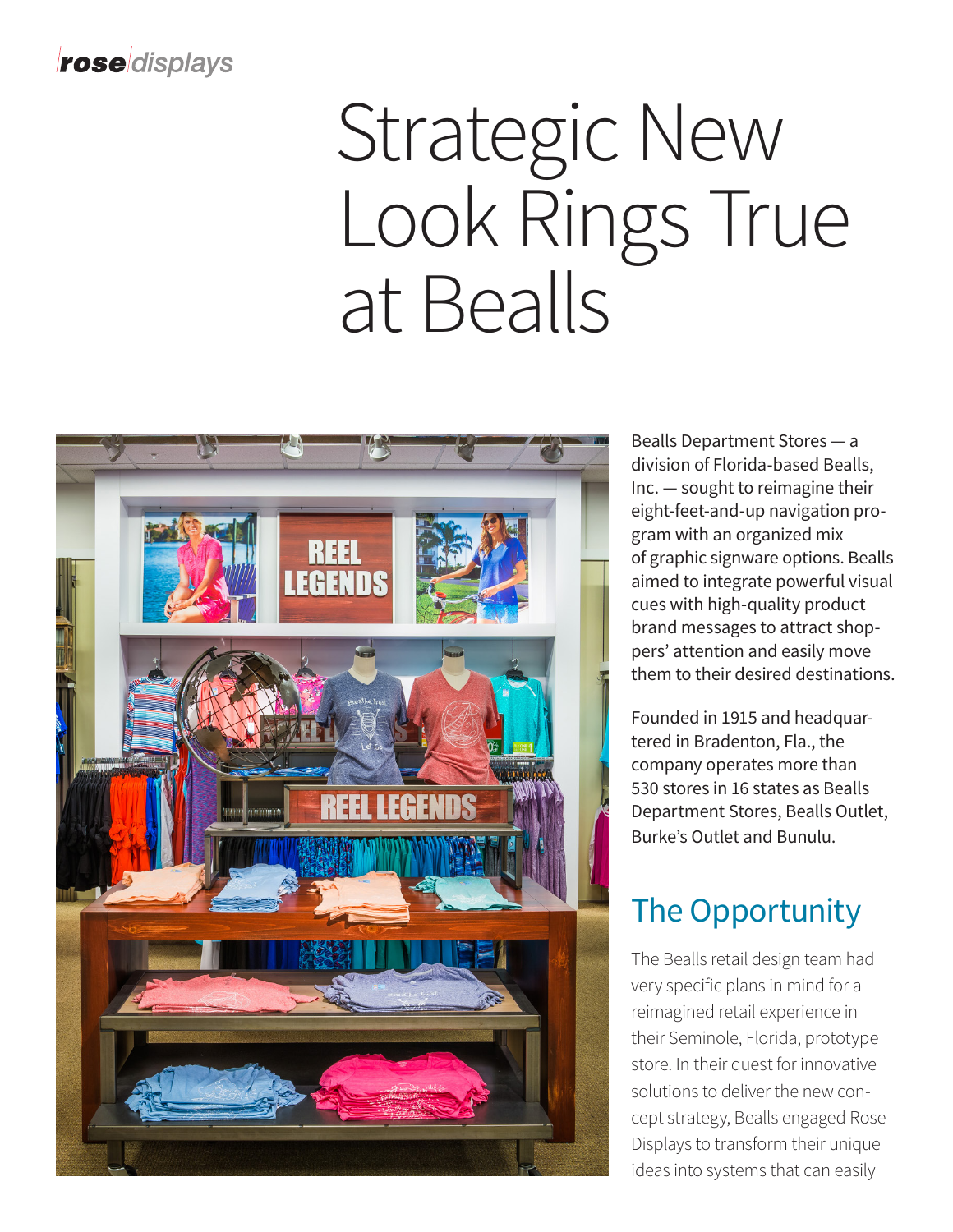rose displays

# Strategic New Look Rings True at Bealls

Bealls Department Stores — a division of Florida-based Bealls, Inc. — sought to reimagine their eight-feet-and-up navigation program with an organized mix of graphic signware options. Bealls aimed to integrate powerful visual cues with high-quality product brand messages to attract shoppers' attention and easily move them to their desired destinations.

Founded in 1915 and headquartered in Bradenton, Fla., the company operates more than 530 stores in 16 states as Bealls Department Stores, Bealls Outlet, Burke's Outlet and Bunulu.

## The Opportunity

The Bealls retail design team had very specific plans in mind for a reimagined retail experience in their Seminole, Florida, prototype store. In their quest for innovative solutions to deliver the new concept strategy, Bealls engaged Rose Displays to transform their unique ideas into systems that can easily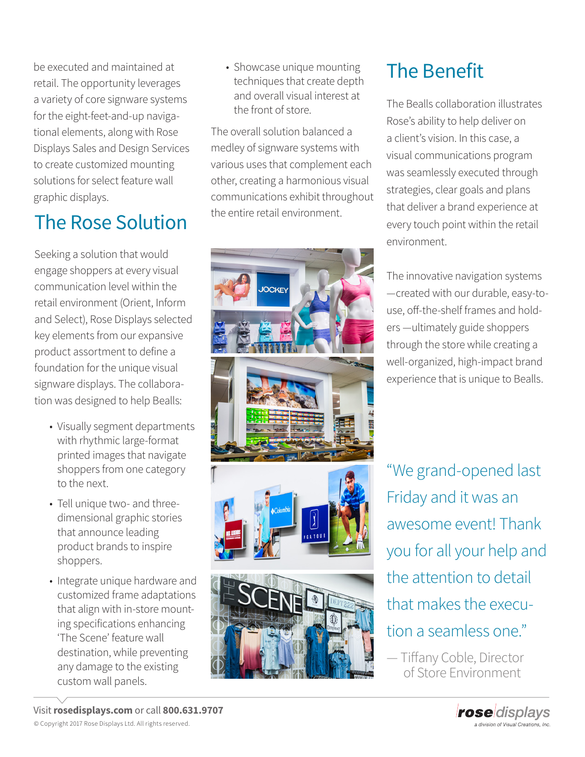be executed and maintained at retail. The opportunity leverages a variety of core signware systems for the eight-feet-and-up navigational elements, along with Rose Displays Sales and Design Services to create customized mounting solutions for select feature wall graphic displays.

## The Rose Solution

Seeking a solution that would engage shoppers at every visual communication level within the retail environment (Orient, Inform and Select), Rose Displays selected key elements from our expansive product assortment to define a foundation for the unique visual signware displays. The collaboration was designed to help Bealls:

- Visually segment departments with rhythmic large-format printed images that navigate shoppers from one category to the next.
- Tell unique two- and three-dimensional graphic stories that announce leading product brands to inspire shoppers.
- Integrate unique hardware and customized frame adaptations that align with in-store mounting specifications enhancing 'The Scene' feature wall destination, while preventing any damage to the existing custom wall panels.
- Showcase unique mounting techniques that create depth and overall visual interest at the front of store.

The overall solution balanced a medley of signware systems with various uses that complement each other, creating a harmonious visual communications exhibit throughout the entire retail environment.

## The Benefit

The Bealls collaboration illustrates Rose's ability to help deliver on a client's vision. In this case, a visual communications program was seamlessly executed through strategies, clear goals and plans that deliver a brand experience at every touch point within the retail environment.

The innovative navigation systems —created with our durable, easy-to-use, off-the-shelf frames and holders —ultimately guide shoppers through the store while creating a well-organized, high-impact brand experience that is unique to Bealls.

> "We grand-opened last Friday and it was an awesome event! Thank you for all your help and the attention to detail that makes the execution a seamless one."
>
> — Tiffany Coble, Director of Store Environment

Visit **rosedisplays.com** or call **800.631.9707**

© Copyright 2017 Rose Displays Ltd. All rights reserved.

rose displays
a division of Visual Creations, Inc.